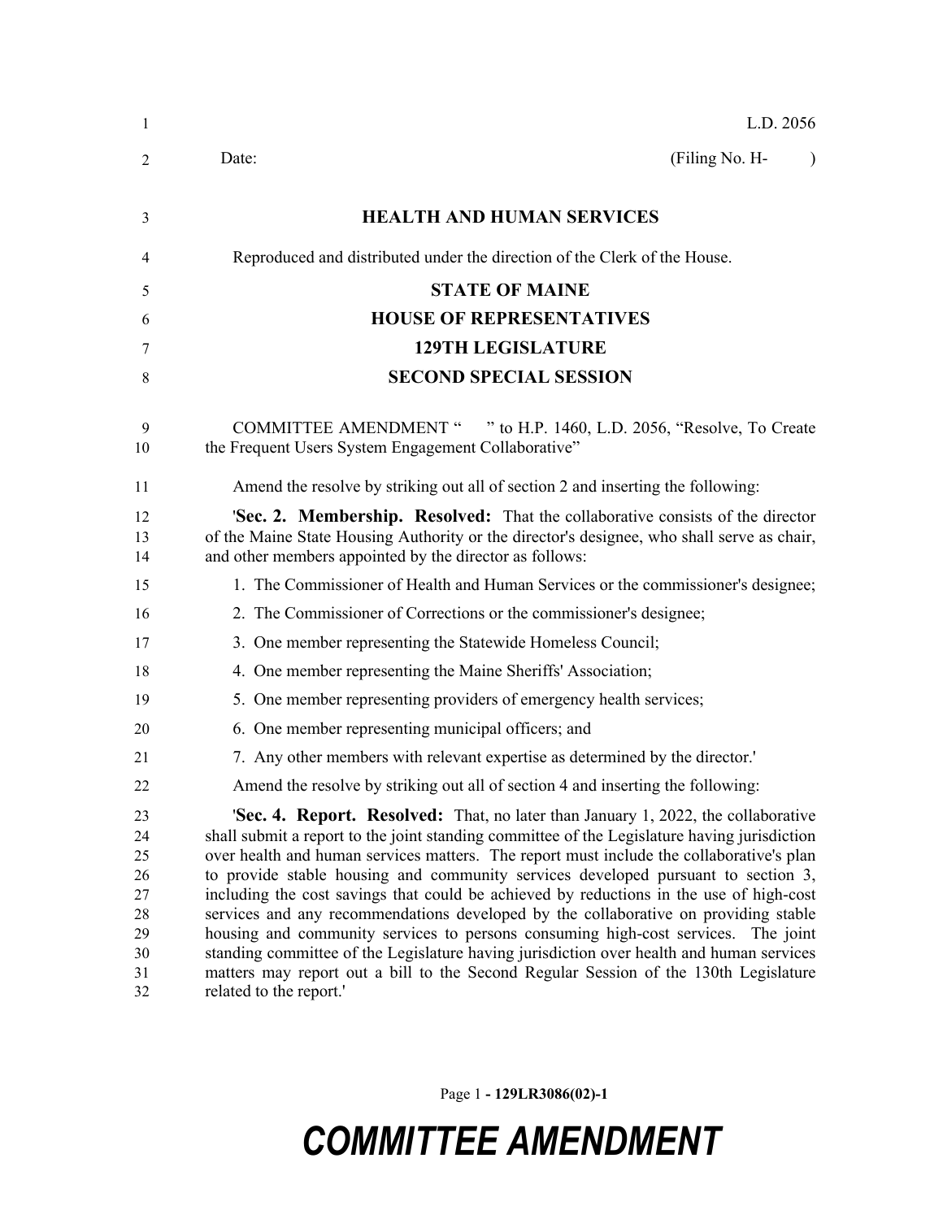L.D. 2056

Date: (Filing No. H- )

**HEALTH AND HUMAN SERVICES**

Reproduced and distributed under the direction of the Clerk of the House.

**STATE OF MAINE**

**HOUSE OF REPRESENTATIVES**

**129TH LEGISLATURE**

**SECOND SPECIAL SESSION**

COMMITTEE AMENDMENT " " to H.P. 1460, L.D. 2056, "Resolve, To Create the Frequent Users System Engagement Collaborative"

Amend the resolve by striking out all of section 2 and inserting the following:

'**Sec. 2. Membership. Resolved:** That the collaborative consists of the director of the Maine State Housing Authority or the director's designee, who shall serve as chair, and other members appointed by the director as follows:

1. The Commissioner of Health and Human Services or the commissioner's designee;

2. The Commissioner of Corrections or the commissioner's designee;

3. One member representing the Statewide Homeless Council;

4. One member representing the Maine Sheriffs' Association;

5. One member representing providers of emergency health services;

6. One member representing municipal officers; and

7. Any other members with relevant expertise as determined by the director.'

Amend the resolve by striking out all of section 4 and inserting the following:

'**Sec. 4. Report. Resolved:** That, no later than January 1, 2022, the collaborative shall submit a report to the joint standing committee of the Legislature having jurisdiction over health and human services matters. The report must include the collaborative's plan to provide stable housing and community services developed pursuant to section 3, including the cost savings that could be achieved by reductions in the use of high-cost services and any recommendations developed by the collaborative on providing stable housing and community services to persons consuming high-cost services. The joint standing committee of the Legislature having jurisdiction over health and human services matters may report out a bill to the Second Regular Session of the 130th Legislature related to the report.'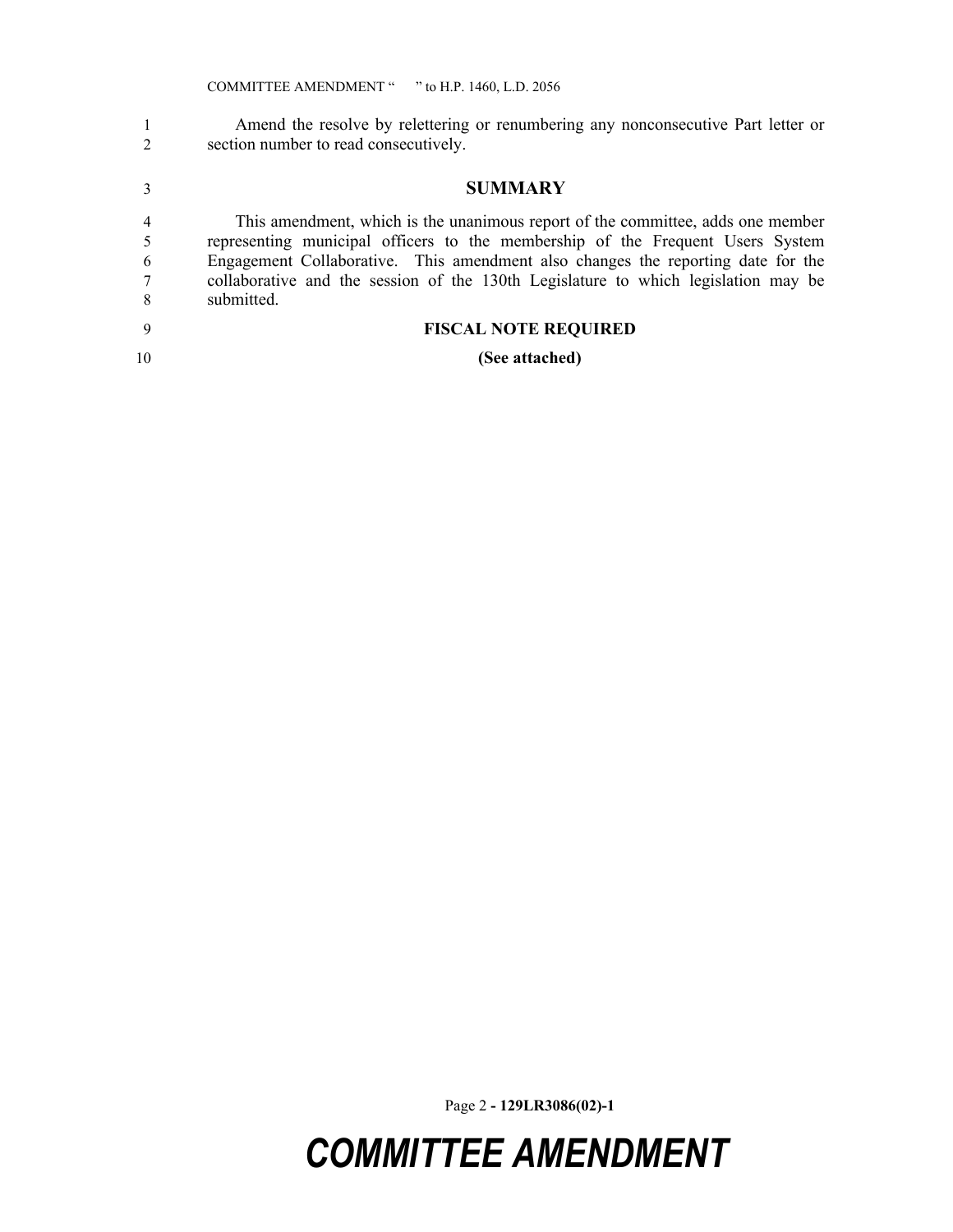Amend the resolve by relettering or renumbering any nonconsecutive Part letter or section number to read consecutively.

## SUMMARY

This amendment, which is the unanimous report of the committee, adds one member representing municipal officers to the membership of the Frequent Users System Engagement Collaborative. This amendment also changes the reporting date for the collaborative and the session of the 130th Legislature to which legislation may be submitted.

**FISCAL NOTE REQUIRED**

**(See attached)**